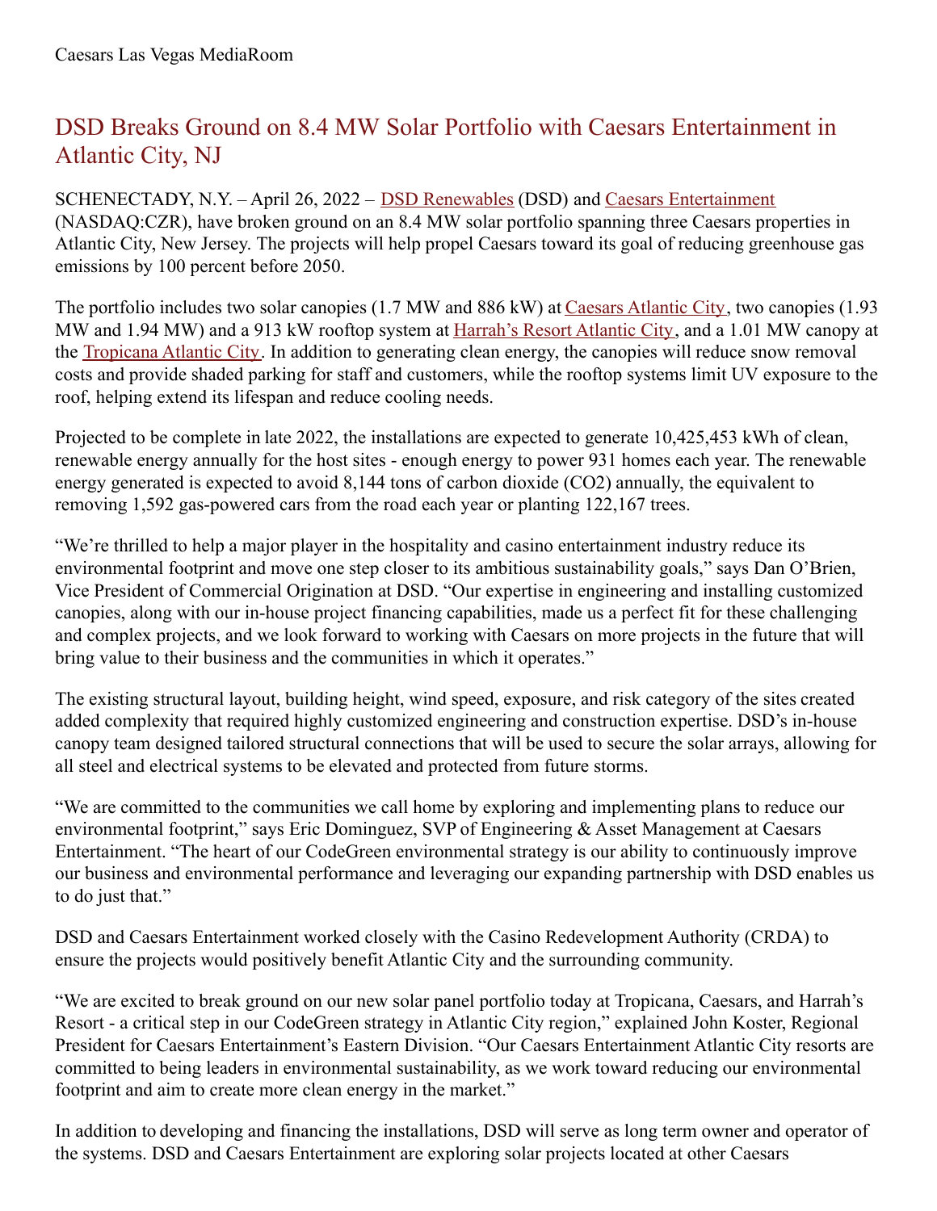Caesars Las Vegas MediaRoom

# DSD Breaks Ground on 8.4 MW Solar Portfolio with Caesars Entertainment in Atlantic City, NJ

SCHENECTADY, N.Y. – April 26, 2022 – DSD Renewables (DSD) and Caesars Entertainment (NASDAQ:CZR), have broken ground on an 8.4 MW solar portfolio spanning three Caesars properties in Atlantic City, New Jersey. The projects will help propel Caesars toward its goal of reducing greenhouse gas emissions by 100 percent before 2050.

The portfolio includes two solar canopies (1.7 MW and 886 kW) at Caesars Atlantic City, two canopies (1.93 MW and 1.94 MW) and a 913 kW rooftop system at Harrah's Resort Atlantic City, and a 1.01 MW canopy at the Tropicana Atlantic City. In addition to generating clean energy, the canopies will reduce snow removal costs and provide shaded parking for staff and customers, while the rooftop systems limit UV exposure to the roof, helping extend its lifespan and reduce cooling needs.

Projected to be complete in late 2022, the installations are expected to generate 10,425,453 kWh of clean, renewable energy annually for the host sites - enough energy to power 931 homes each year. The renewable energy generated is expected to avoid 8,144 tons of carbon dioxide ($CO_2$) annually, the equivalent to removing 1,592 gas-powered cars from the road each year or planting 122,167 trees.

"We're thrilled to help a major player in the hospitality and casino entertainment industry reduce its environmental footprint and move one step closer to its ambitious sustainability goals," says Dan O'Brien, Vice President of Commercial Origination at DSD. "Our expertise in engineering and installing customized canopies, along with our in-house project financing capabilities, made us a perfect fit for these challenging and complex projects, and we look forward to working with Caesars on more projects in the future that will bring value to their business and the communities in which it operates."

The existing structural layout, building height, wind speed, exposure, and risk category of the sites created added complexity that required highly customized engineering and construction expertise. DSD's in-house canopy team designed tailored structural connections that will be used to secure the solar arrays, allowing for all steel and electrical systems to be elevated and protected from future storms.

"We are committed to the communities we call home by exploring and implementing plans to reduce our environmental footprint," says Eric Dominguez, SVP of Engineering & Asset Management at Caesars Entertainment. "The heart of our CodeGreen environmental strategy is our ability to continuously improve our business and environmental performance and leveraging our expanding partnership with DSD enables us to do just that."

DSD and Caesars Entertainment worked closely with the Casino Redevelopment Authority (CRDA) to ensure the projects would positively benefit Atlantic City and the surrounding community.

"We are excited to break ground on our new solar panel portfolio today at Tropicana, Caesars, and Harrah's Resort - a critical step in our CodeGreen strategy in Atlantic City region," explained John Koster, Regional President for Caesars Entertainment's Eastern Division. "Our Caesars Entertainment Atlantic City resorts are committed to being leaders in environmental sustainability, as we work toward reducing our environmental footprint and aim to create more clean energy in the market."

In addition to developing and financing the installations, DSD will serve as long term owner and operator of the systems. DSD and Caesars Entertainment are exploring solar projects located at other Caesars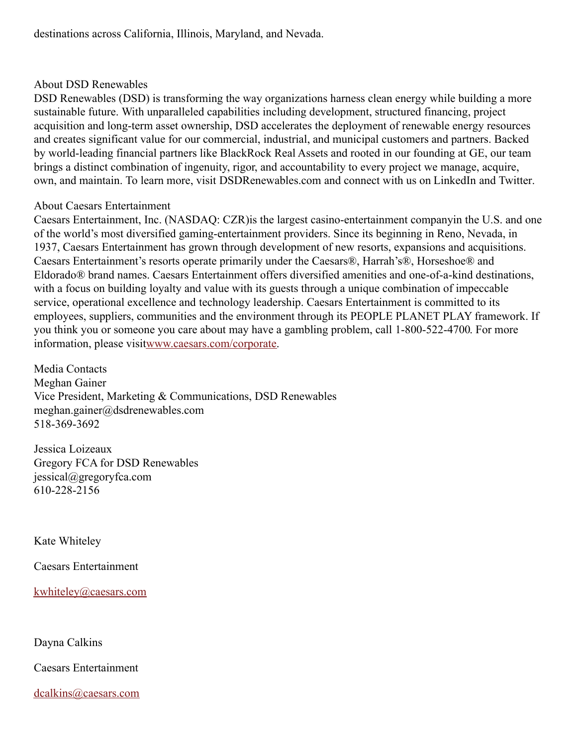destinations across California, Illinois, Maryland, and Nevada.

About DSD Renewables

DSD Renewables (DSD) is transforming the way organizations harness clean energy while building a more sustainable future. With unparalleled capabilities including development, structured financing, project acquisition and long-term asset ownership, DSD accelerates the deployment of renewable energy resources and creates significant value for our commercial, industrial, and municipal customers and partners. Backed by world-leading financial partners like BlackRock Real Assets and rooted in our founding at GE, our team brings a distinct combination of ingenuity, rigor, and accountability to every project we manage, acquire, own, and maintain. To learn more, visit DSDRenewables.com and connect with us on LinkedIn and Twitter.

About Caesars Entertainment

Caesars Entertainment, Inc. (NASDAQ: CZR)is the largest casino-entertainment companyin the U.S. and one of the world's most diversified gaming-entertainment providers. Since its beginning in Reno, Nevada, in 1937, Caesars Entertainment has grown through development of new resorts, expansions and acquisitions. Caesars Entertainment's resorts operate primarily under the Caesars®, Harrah's®, Horseshoe® and Eldorado® brand names. Caesars Entertainment offers diversified amenities and one-of-a-kind destinations, with a focus on building loyalty and value with its guests through a unique combination of impeccable service, operational excellence and technology leadership. Caesars Entertainment is committed to its employees, suppliers, communities and the environment through its PEOPLE PLANET PLAY framework. If you think you or someone you care about may have a gambling problem, call 1-800-522-4700. For more information, please visit[www.caesars.com/corporate](www.caesars.com/corporate).

Media Contacts
Meghan Gainer
Vice President, Marketing & Communications, DSD Renewables
meghan.gainer@dsdrenewables.com
518-369-3692

Jessica Loizeaux
Gregory FCA for DSD Renewables
jessical@gregoryfca.com
610-228-2156

Kate Whiteley

Caesars Entertainment

[kwhiteley@caesars.com](mailto:kwhiteley@caesars.com)

Dayna Calkins

Caesars Entertainment

[dcalkins@caesars.com](mailto:dcalkins@caesars.com)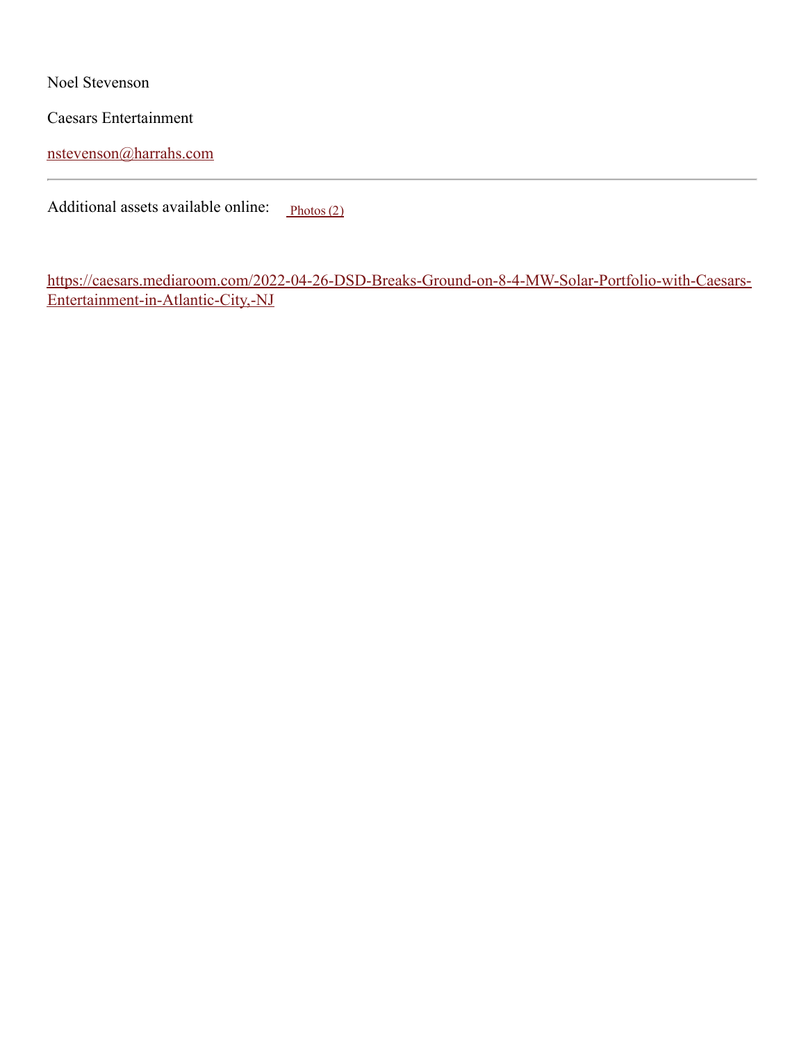Noel Stevenson

Caesars Entertainment

nstevenson@harrahs.com

---

Additional assets available online: Photos (2)

https://caesars.mediaroom.com/2022-04-26-DSD-Breaks-Ground-on-8-4-MW-Solar-Portfolio-with-Caesars-Entertainment-in-Atlantic-City,-NJ